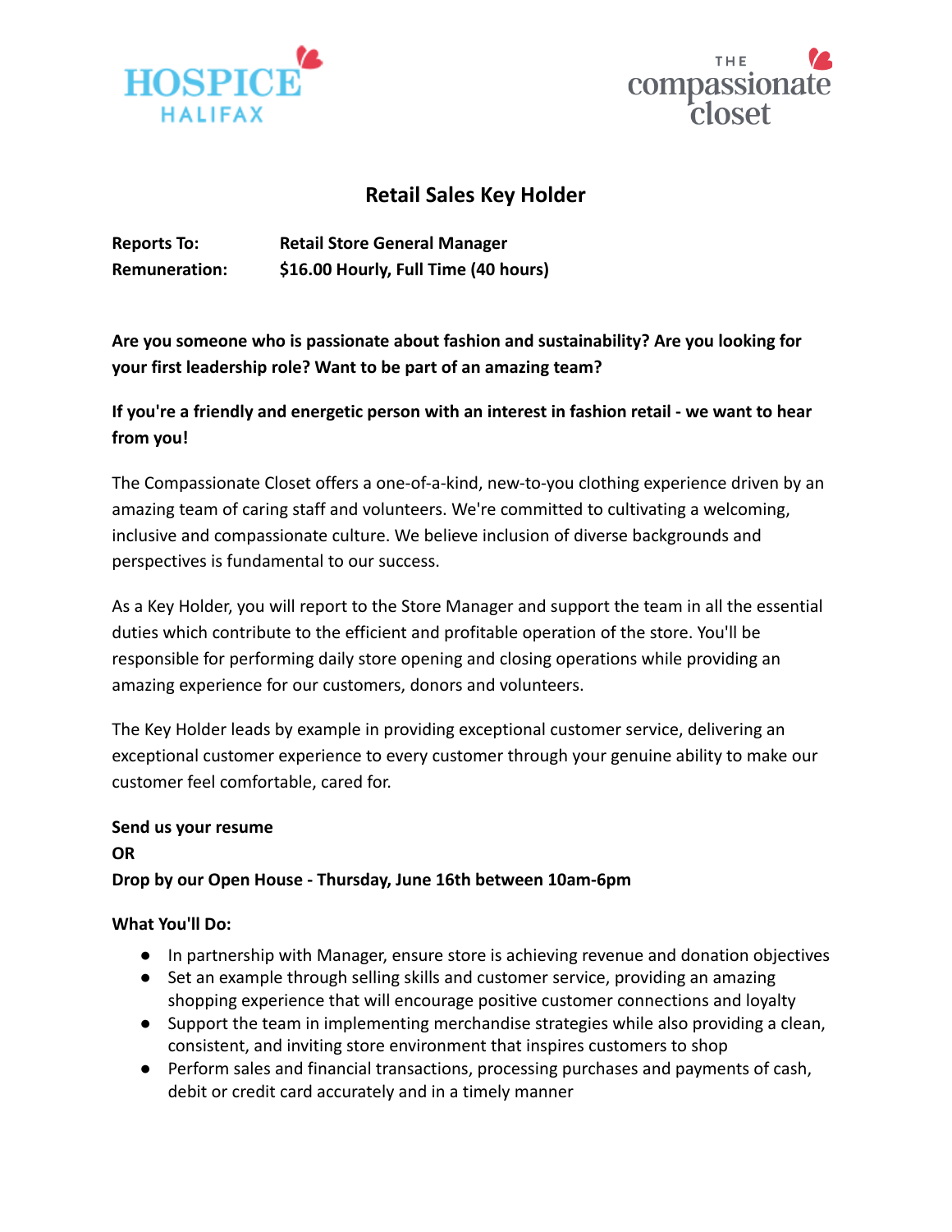HOSPICE HALIFAX

THE compassionate closet

# Retail Sales Key Holder

**Reports To:** **Retail Store General Manager**
**Remuneration:** **$16.00 Hourly, Full Time (40 hours)**

**Are you someone who is passionate about fashion and sustainability? Are you looking for your first leadership role? Want to be part of an amazing team?**

**If you're a friendly and energetic person with an interest in fashion retail - we want to hear from you!**

The Compassionate Closet offers a one-of-a-kind, new-to-you clothing experience driven by an amazing team of caring staff and volunteers. We're committed to cultivating a welcoming, inclusive and compassionate culture. We believe inclusion of diverse backgrounds and perspectives is fundamental to our success.

As a Key Holder, you will report to the Store Manager and support the team in all the essential duties which contribute to the efficient and profitable operation of the store. You'll be responsible for performing daily store opening and closing operations while providing an amazing experience for our customers, donors and volunteers.

The Key Holder leads by example in providing exceptional customer service, delivering an exceptional customer experience to every customer through your genuine ability to make our customer feel comfortable, cared for.

**Send us your resume**
**OR**
**Drop by our Open House - Thursday, June 16th between 10am-6pm**

**What You'll Do:**

- In partnership with Manager, ensure store is achieving revenue and donation objectives
- Set an example through selling skills and customer service, providing an amazing shopping experience that will encourage positive customer connections and loyalty
- Support the team in implementing merchandise strategies while also providing a clean, consistent, and inviting store environment that inspires customers to shop
- Perform sales and financial transactions, processing purchases and payments of cash, debit or credit card accurately and in a timely manner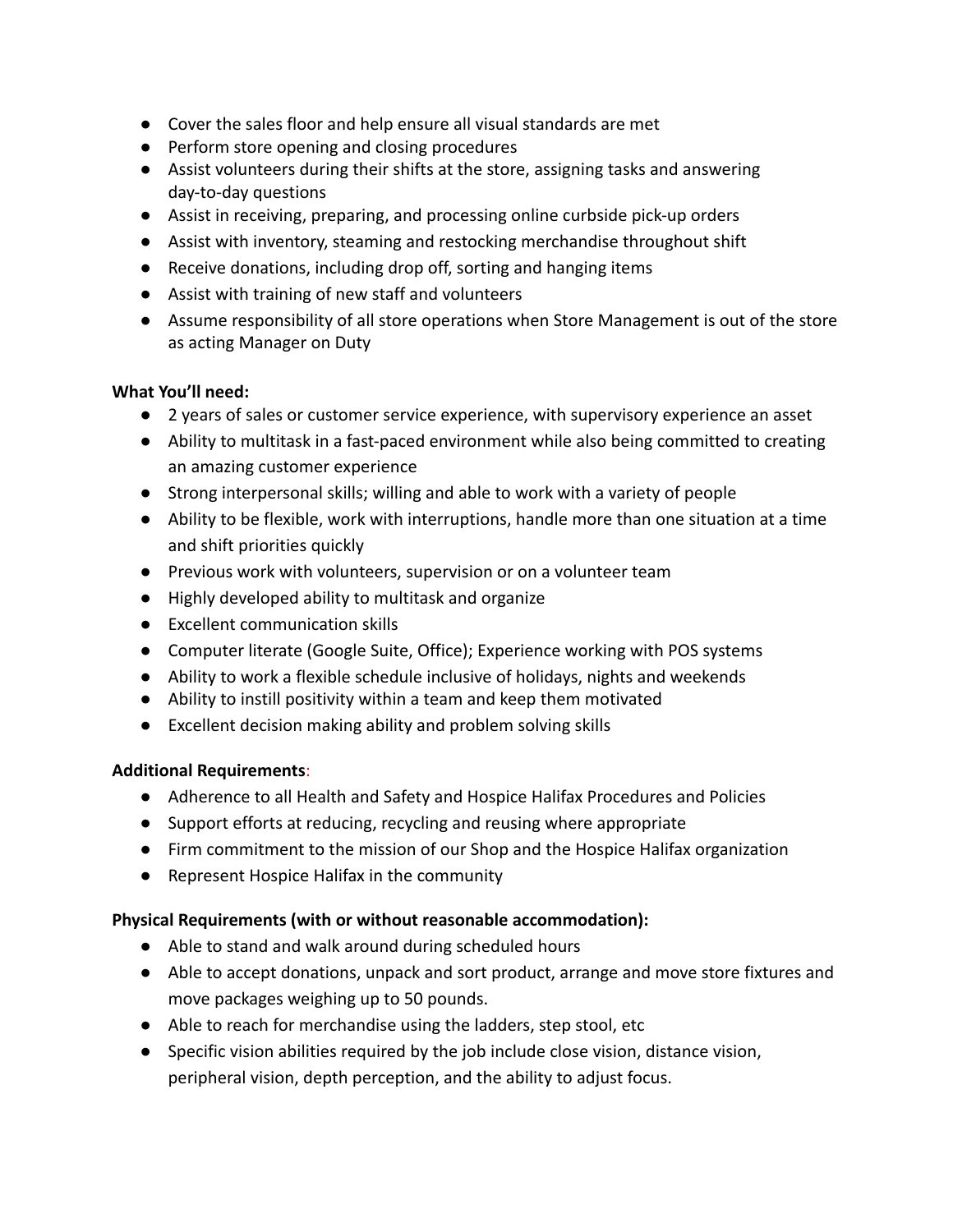- Cover the sales floor and help ensure all visual standards are met
- Perform store opening and closing procedures
- Assist volunteers during their shifts at the store, assigning tasks and answering day-to-day questions
- Assist in receiving, preparing, and processing online curbside pick-up orders
- Assist with inventory, steaming and restocking merchandise throughout shift
- Receive donations, including drop off, sorting and hanging items
- Assist with training of new staff and volunteers
- Assume responsibility of all store operations when Store Management is out of the store as acting Manager on Duty

**What You'll need:**

- 2 years of sales or customer service experience, with supervisory experience an asset
- Ability to multitask in a fast-paced environment while also being committed to creating an amazing customer experience
- Strong interpersonal skills; willing and able to work with a variety of people
- Ability to be flexible, work with interruptions, handle more than one situation at a time and shift priorities quickly
- Previous work with volunteers, supervision or on a volunteer team
- Highly developed ability to multitask and organize
- Excellent communication skills
- Computer literate (Google Suite, Office); Experience working with POS systems
- Ability to work a flexible schedule inclusive of holidays, nights and weekends
- Ability to instill positivity within a team and keep them motivated
- Excellent decision making ability and problem solving skills

**Additional Requirements**:

- Adherence to all Health and Safety and Hospice Halifax Procedures and Policies
- Support efforts at reducing, recycling and reusing where appropriate
- Firm commitment to the mission of our Shop and the Hospice Halifax organization
- Represent Hospice Halifax in the community

**Physical Requirements (with or without reasonable accommodation):**

- Able to stand and walk around during scheduled hours
- Able to accept donations, unpack and sort product, arrange and move store fixtures and move packages weighing up to 50 pounds.
- Able to reach for merchandise using the ladders, step stool, etc
- Specific vision abilities required by the job include close vision, distance vision, peripheral vision, depth perception, and the ability to adjust focus.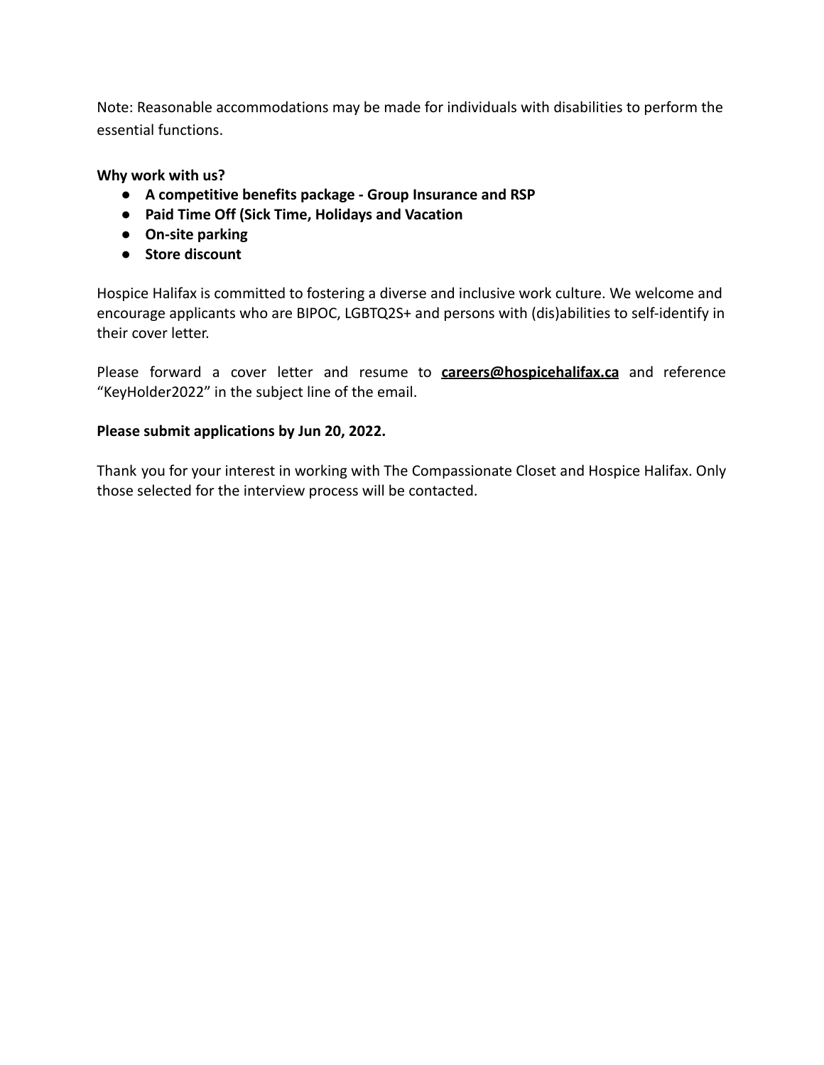Note: Reasonable accommodations may be made for individuals with disabilities to perform the essential functions.

**Why work with us?**

- **A competitive benefits package - Group Insurance and RSP**
- **Paid Time Off (Sick Time, Holidays and Vacation**
- **On-site parking**
- **Store discount**

Hospice Halifax is committed to fostering a diverse and inclusive work culture. We welcome and encourage applicants who are BIPOC, LGBTQ2S+ and persons with (dis)abilities to self-identify in their cover letter.

Please forward a cover letter and resume to **careers@hospicehalifax.ca** and reference "KeyHolder2022" in the subject line of the email.

**Please submit applications by Jun 20, 2022.**

Thank you for your interest in working with The Compassionate Closet and Hospice Halifax. Only those selected for the interview process will be contacted.